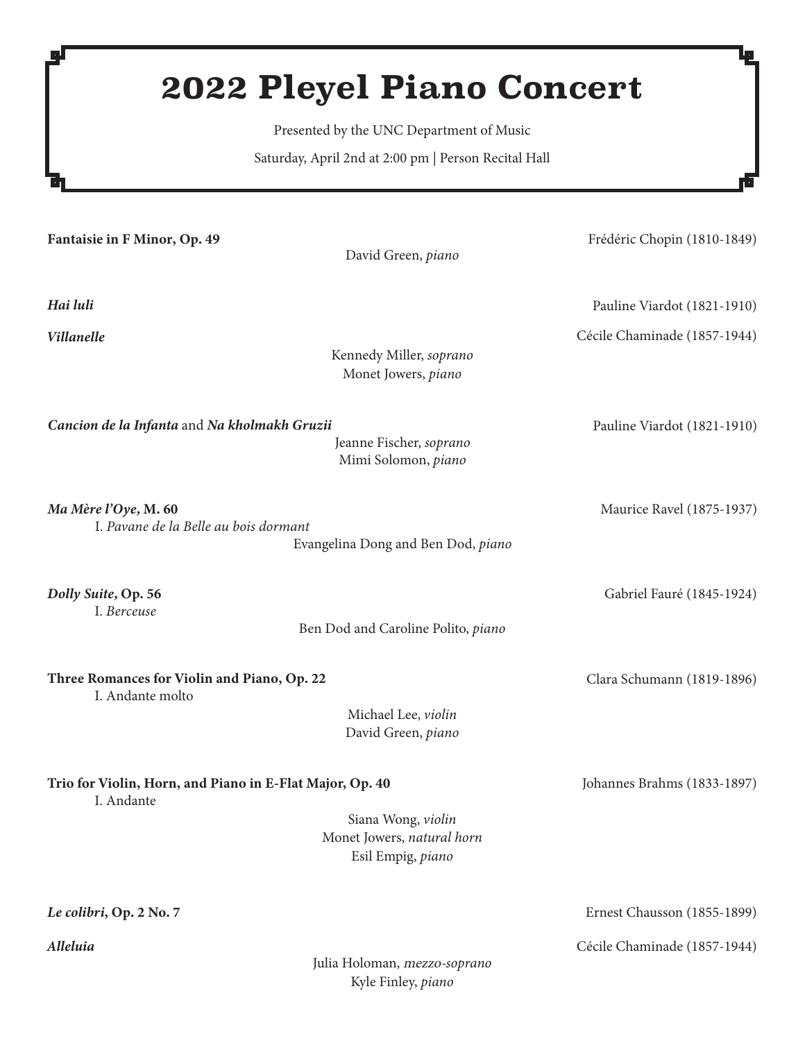# 2022 Pleyel Piano Concert

Presented by the UNC Department of Music

Saturday, April 2nd at 2:00 pm | Person Recital Hall

**Fantaisie in F Minor, Op. 49** — Frédéric Chopin (1810-1849)

David Green, *piano*

***Hai luli*** — Pauline Viardot (1821-1910)

***Villanelle*** — Cécile Chaminade (1857-1944)

Kennedy Miller, *soprano*
Monet Jowers, *piano*

***Cancion de la Infanta* and *Na kholmakh Gruzii*** — Pauline Viardot (1821-1910)

Jeanne Fischer, *soprano*
Mimi Solomon, *piano*

***Ma Mère l'Oye*, M. 60** — Maurice Ravel (1875-1937)

I. *Pavane de la Belle au bois dormant*

Evangelina Dong and Ben Dod, *piano*

***Dolly Suite*, Op. 56** — Gabriel Fauré (1845-1924)

I. *Berceuse*

Ben Dod and Caroline Polito, *piano*

**Three Romances for Violin and Piano, Op. 22** — Clara Schumann (1819-1896)

I. Andante molto

Michael Lee, *violin*
David Green, *piano*

**Trio for Violin, Horn, and Piano in E-Flat Major, Op. 40** — Johannes Brahms (1833-1897)

I. Andante

Siana Wong, *violin*
Monet Jowers, *natural horn*
Esil Empig, *piano*

***Le colibri*, Op. 2 No. 7** — Ernest Chausson (1855-1899)

***Alleluia*** — Cécile Chaminade (1857-1944)

Julia Holoman, *mezzo-soprano*
Kyle Finley, *piano*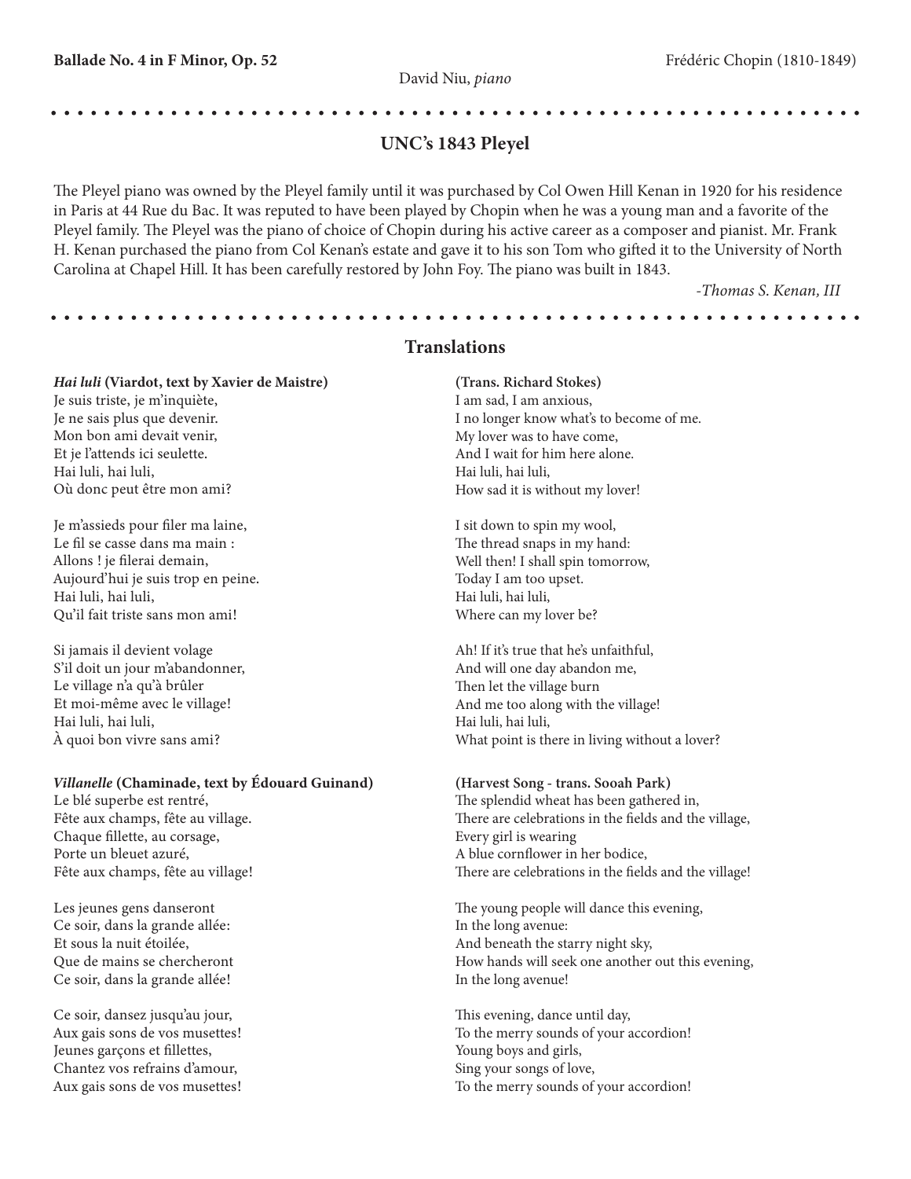**Ballade No. 4 in F Minor, Op. 52** Frédéric Chopin (1810-1849)

David Niu, *piano*

## UNC's 1843 Pleyel

The Pleyel piano was owned by the Pleyel family until it was purchased by Col Owen Hill Kenan in 1920 for his residence in Paris at 44 Rue du Bac. It was reputed to have been played by Chopin when he was a young man and a favorite of the Pleyel family. The Pleyel was the piano of choice of Chopin during his active career as a composer and pianist. Mr. Frank H. Kenan purchased the piano from Col Kenan's estate and gave it to his son Tom who gifted it to the University of North Carolina at Chapel Hill. It has been carefully restored by John Foy. The piano was built in 1843.

*-Thomas S. Kenan, III*

## Translations

***Hai luli*** **(Viardot, text by Xavier de Maistre)**

Je suis triste, je m'inquiète,
Je ne sais plus que devenir.
Mon bon ami devait venir,
Et je l'attends ici seulette.
Hai luli, hai luli,
Où donc peut être mon ami?

Je m'assieds pour filer ma laine,
Le fil se casse dans ma main :
Allons ! je filerai demain,
Aujourd'hui je suis trop en peine.
Hai luli, hai luli,
Qu'il fait triste sans mon ami!

Si jamais il devient volage
S'il doit un jour m'abandonner,
Le village n'a qu'à brûler
Et moi-même avec le village!
Hai luli, hai luli,
À quoi bon vivre sans ami?

**(Trans. Richard Stokes)**

I am sad, I am anxious,
I no longer know what's to become of me.
My lover was to have come,
And I wait for him here alone.
Hai luli, hai luli,
How sad it is without my lover!

I sit down to spin my wool,
The thread snaps in my hand:
Well then! I shall spin tomorrow,
Today I am too upset.
Hai luli, hai luli,
Where can my lover be?

Ah! If it's true that he's unfaithful,
And will one day abandon me,
Then let the village burn
And me too along with the village!
Hai luli, hai luli,
What point is there in living without a lover?

***Villanelle*** **(Chaminade, text by Édouard Guinand)**

Le blé superbe est rentré,
Fête aux champs, fête au village.
Chaque fillette, au corsage,
Porte un bleuet azuré,
Fête aux champs, fête au village!

Les jeunes gens danseront
Ce soir, dans la grande allée:
Et sous la nuit étoilée,
Que de mains se chercheront
Ce soir, dans la grande allée!

Ce soir, dansez jusqu'au jour,
Aux gais sons de vos musettes!
Jeunes garçons et fillettes,
Chantez vos refrains d'amour,
Aux gais sons de vos musettes!

**(Harvest Song - trans. Sooah Park)**

The splendid wheat has been gathered in,
There are celebrations in the fields and the village,
Every girl is wearing
A blue cornflower in her bodice,
There are celebrations in the fields and the village!

The young people will dance this evening,
In the long avenue:
And beneath the starry night sky,
How hands will seek one another out this evening,
In the long avenue!

This evening, dance until day,
To the merry sounds of your accordion!
Young boys and girls,
Sing your songs of love,
To the merry sounds of your accordion!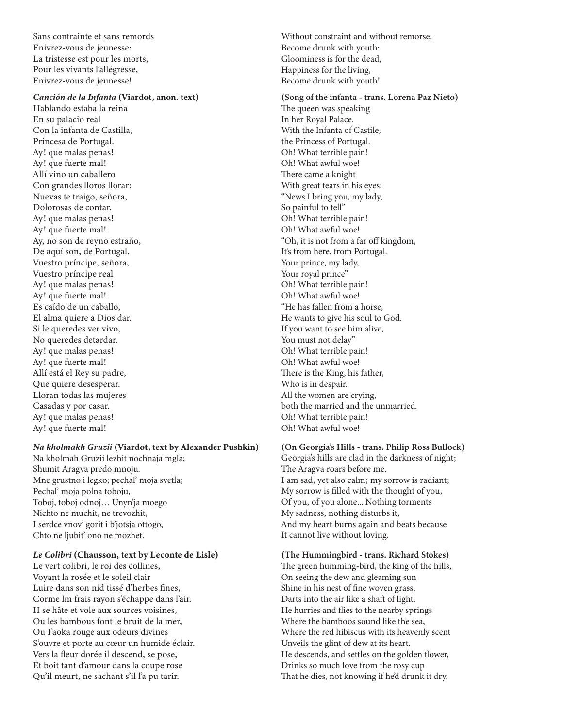Sans contrainte et sans remords
Enivrez-vous de jeunesse:
La tristesse est pour les morts,
Pour les vivants l'allégresse,
Enivrez-vous de jeunesse!

Without constraint and without remorse,
Become drunk with youth:
Gloominess is for the dead,
Happiness for the living,
Become drunk with youth!

***Canción de la Infanta*** **(Viardot, anon. text)**

Hablando estaba la reina
En su palacio real
Con la infanta de Castilla,
Princesa de Portugal.
Ay! que malas penas!
Ay! que fuerte mal!
Allí vino un caballero
Con grandes lloros llorar:
Nuevas te traigo, señora,
Dolorosas de contar.
Ay! que malas penas!
Ay! que fuerte mal!
Ay, no son de reyno estraño,
De aquí son, de Portugal.
Vuestro príncipe, señora,
Vuestro príncipe real
Ay! que malas penas!
Ay! que fuerte mal!
Es caído de un caballo,
El alma quiere a Dios dar.
Si le queredes ver vivo,
No queredes detardar.
Ay! que malas penas!
Ay! que fuerte mal!
Allí está el Rey su padre,
Que quiere desesperar.
Lloran todas las mujeres
Casadas y por casar.
Ay! que malas penas!
Ay! que fuerte mal!

**(Song of the infanta - trans. Lorena Paz Nieto)**

The queen was speaking
In her Royal Palace.
With the Infanta of Castile,
the Princess of Portugal.
Oh! What terrible pain!
Oh! What awful woe!
There came a knight
With great tears in his eyes:
"News I bring you, my lady,
So painful to tell"
Oh! What terrible pain!
Oh! What awful woe!
"Oh, it is not from a far off kingdom,
It's from here, from Portugal.
Your prince, my lady,
Your royal prince"
Oh! What terrible pain!
Oh! What awful woe!
"He has fallen from a horse,
He wants to give his soul to God.
If you want to see him alive,
You must not delay"
Oh! What terrible pain!
Oh! What awful woe!
There is the King, his father,
Who is in despair.
All the women are crying,
both the married and the unmarried.
Oh! What terrible pain!
Oh! What awful woe!

***Na kholmakh Gruzii*** **(Viardot, text by Alexander Pushkin)**

Na kholmah Gruzii lezhit nochnaja mgla;
Shumit Aragva predo mnoju.
Mne grustno i legko; pechal' moja svetla;
Pechal' moja polna toboju,
Toboj, toboj odnoj… Unyn'ja moego
Nichto ne muchit, ne trevozhit,
I serdce vnov' gorit i b'jotsja ottogo,
Chto ne ljubit' ono ne mozhet.

**(On Georgia's Hills - trans. Philip Ross Bullock)**

Georgia's hills are clad in the darkness of night;
The Aragva roars before me.
I am sad, yet also calm; my sorrow is radiant;
My sorrow is filled with the thought of you,
Of you, of you alone... Nothing torments
My sadness, nothing disturbs it,
And my heart burns again and beats because
It cannot live without loving.

***Le Colibri*** **(Chausson, text by Leconte de Lisle)**

Le vert colibri, le roi des collines,
Voyant la rosée et le soleil clair
Luire dans son nid tissé d'herbes fines,
Corme lm frais rayon s'échappe dans l'air.
II se hâte et vole aux sources voisines,
Ou les bambous font le bruit de la mer,
Ou I'aoka rouge aux odeurs divines
S'ouvre et porte au cœur un humide éclair.
Vers la fleur dorée il descend, se pose,
Et boit tant d'amour dans la coupe rose
Qu'il meurt, ne sachant s'il l'a pu tarir.

**(The Hummingbird - trans. Richard Stokes)**

The green humming-bird, the king of the hills,
On seeing the dew and gleaming sun
Shine in his nest of fine woven grass,
Darts into the air like a shaft of light.
He hurries and flies to the nearby springs
Where the bamboos sound like the sea,
Where the red hibiscus with its heavenly scent
Unveils the glint of dew at its heart.
He descends, and settles on the golden flower,
Drinks so much love from the rosy cup
That he dies, not knowing if he'd drunk it dry.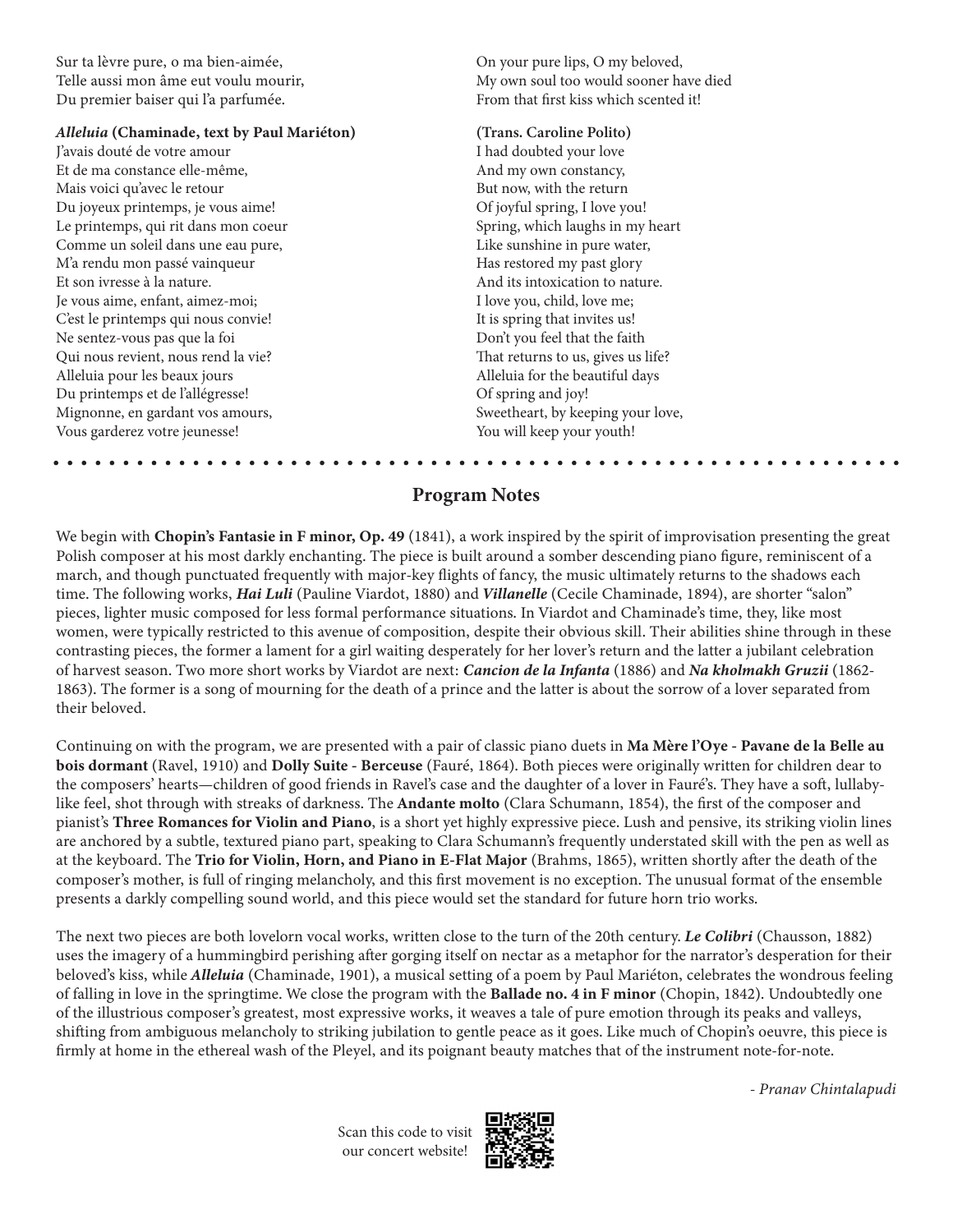Sur ta lèvre pure, o ma bien-aimée,
Telle aussi mon âme eut voulu mourir,
Du premier baiser qui l'a parfumée.

On your pure lips, O my beloved,
My own soul too would sooner have died
From that first kiss which scented it!

***Alleluia*** **(Chaminade, text by Paul Mariéton)**

J'avais douté de votre amour
Et de ma constance elle-même,
Mais voici qu'avec le retour
Du joyeux printemps, je vous aime!
Le printemps, qui rit dans mon coeur
Comme un soleil dans une eau pure,
M'a rendu mon passé vainqueur
Et son ivresse à la nature.
Je vous aime, enfant, aimez-moi;
C'est le printemps qui nous convie!
Ne sentez-vous pas que la foi
Qui nous revient, nous rend la vie?
Alleluia pour les beaux jours
Du printemps et de l'allégresse!
Mignonne, en gardant vos amours,
Vous garderez votre jeunesse!

**(Trans. Caroline Polito)**

I had doubted your love
And my own constancy,
But now, with the return
Of joyful spring, I love you!
Spring, which laughs in my heart
Like sunshine in pure water,
Has restored my past glory
And its intoxication to nature.
I love you, child, love me;
It is spring that invites us!
Don't you feel that the faith
That returns to us, gives us life?
Alleluia for the beautiful days
Of spring and joy!
Sweetheart, by keeping your love,
You will keep your youth!

## Program Notes

We begin with **Chopin's Fantasie in F minor, Op. 49** (1841), a work inspired by the spirit of improvisation presenting the great Polish composer at his most darkly enchanting. The piece is built around a somber descending piano figure, reminiscent of a march, and though punctuated frequently with major-key flights of fancy, the music ultimately returns to the shadows each time. The following works, ***Hai Luli*** (Pauline Viardot, 1880) and ***Villanelle*** (Cecile Chaminade, 1894), are shorter "salon" pieces, lighter music composed for less formal performance situations. In Viardot and Chaminade's time, they, like most women, were typically restricted to this avenue of composition, despite their obvious skill. Their abilities shine through in these contrasting pieces, the former a lament for a girl waiting desperately for her lover's return and the latter a jubilant celebration of harvest season. Two more short works by Viardot are next: ***Cancion de la Infanta*** (1886) and ***Na kholmakh Gruzii*** (1862-1863). The former is a song of mourning for the death of a prince and the latter is about the sorrow of a lover separated from their beloved.

Continuing on with the program, we are presented with a pair of classic piano duets in **Ma Mère l'Oye - Pavane de la Belle au bois dormant** (Ravel, 1910) and **Dolly Suite - Berceuse** (Fauré, 1864). Both pieces were originally written for children dear to the composers' hearts—children of good friends in Ravel's case and the daughter of a lover in Fauré's. They have a soft, lullaby-like feel, shot through with streaks of darkness. The **Andante molto** (Clara Schumann, 1854), the first of the composer and pianist's **Three Romances for Violin and Piano**, is a short yet highly expressive piece. Lush and pensive, its striking violin lines are anchored by a subtle, textured piano part, speaking to Clara Schumann's frequently understated skill with the pen as well as at the keyboard. The **Trio for Violin, Horn, and Piano in E-Flat Major** (Brahms, 1865), written shortly after the death of the composer's mother, is full of ringing melancholy, and this first movement is no exception. The unusual format of the ensemble presents a darkly compelling sound world, and this piece would set the standard for future horn trio works.

The next two pieces are both lovelorn vocal works, written close to the turn of the 20th century. ***Le Colibri*** (Chausson, 1882) uses the imagery of a hummingbird perishing after gorging itself on nectar as a metaphor for the narrator's desperation for their beloved's kiss, while ***Alleluia*** (Chaminade, 1901), a musical setting of a poem by Paul Mariéton, celebrates the wondrous feeling of falling in love in the springtime. We close the program with the **Ballade no. 4 in F minor** (Chopin, 1842). Undoubtedly one of the illustrious composer's greatest, most expressive works, it weaves a tale of pure emotion through its peaks and valleys, shifting from ambiguous melancholy to striking jubilation to gentle peace as it goes. Like much of Chopin's oeuvre, this piece is firmly at home in the ethereal wash of the Pleyel, and its poignant beauty matches that of the instrument note-for-note.

*- Pranav Chintalapudi*

Scan this code to visit our concert website!